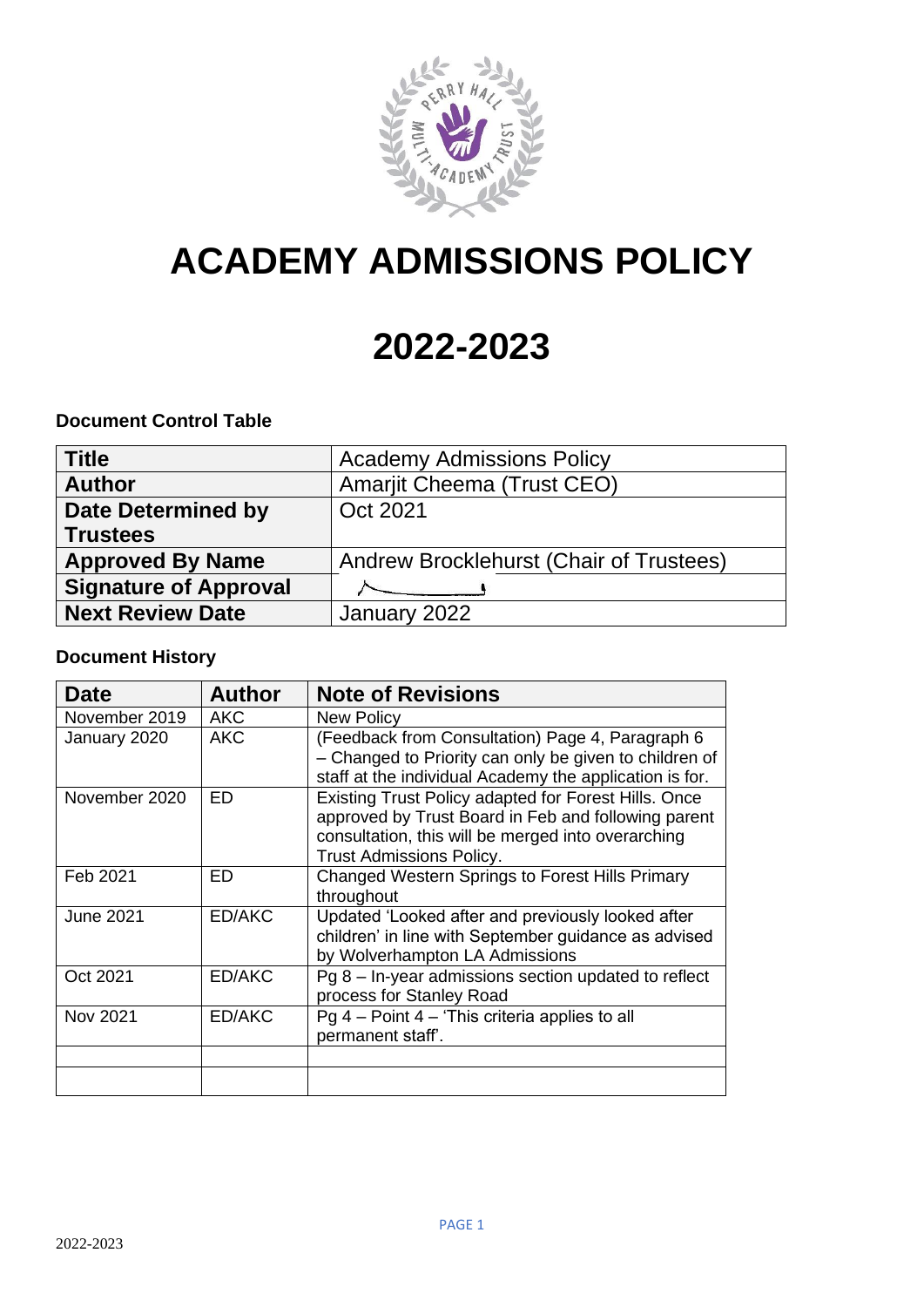# ACADEMY ADMISSIONS POLICY

# 2022-2023

**Document Control Table**

| **Title** | Academy Admissions Policy |
|---|---|
| **Author** | Amarjit Cheema (Trust CEO) |
| **Date Determined by Trustees** | Oct 2021 |
| **Approved By Name** | Andrew Brocklehurst (Chair of Trustees) |
| **Signature of Approval** | |
| **Next Review Date** | January 2022 |

**Document History**

| Date | Author | Note of Revisions |
|---|---|---|
| November 2019 | AKC | New Policy |
| January 2020 | AKC | (Feedback from Consultation) Page 4, Paragraph 6 – Changed to Priority can only be given to children of staff at the individual Academy the application is for. |
| November 2020 | ED | Existing Trust Policy adapted for Forest Hills. Once approved by Trust Board in Feb and following parent consultation, this will be merged into overarching Trust Admissions Policy. |
| Feb 2021 | ED | Changed Western Springs to Forest Hills Primary throughout |
| June 2021 | ED/AKC | Updated 'Looked after and previously looked after children' in line with September guidance as advised by Wolverhampton LA Admissions |
| Oct 2021 | ED/AKC | Pg 8 – In-year admissions section updated to reflect process for Stanley Road |
| Nov 2021 | ED/AKC | Pg 4 – Point 4 – 'This criteria applies to all permanent staff'. |
| | | |
| | | |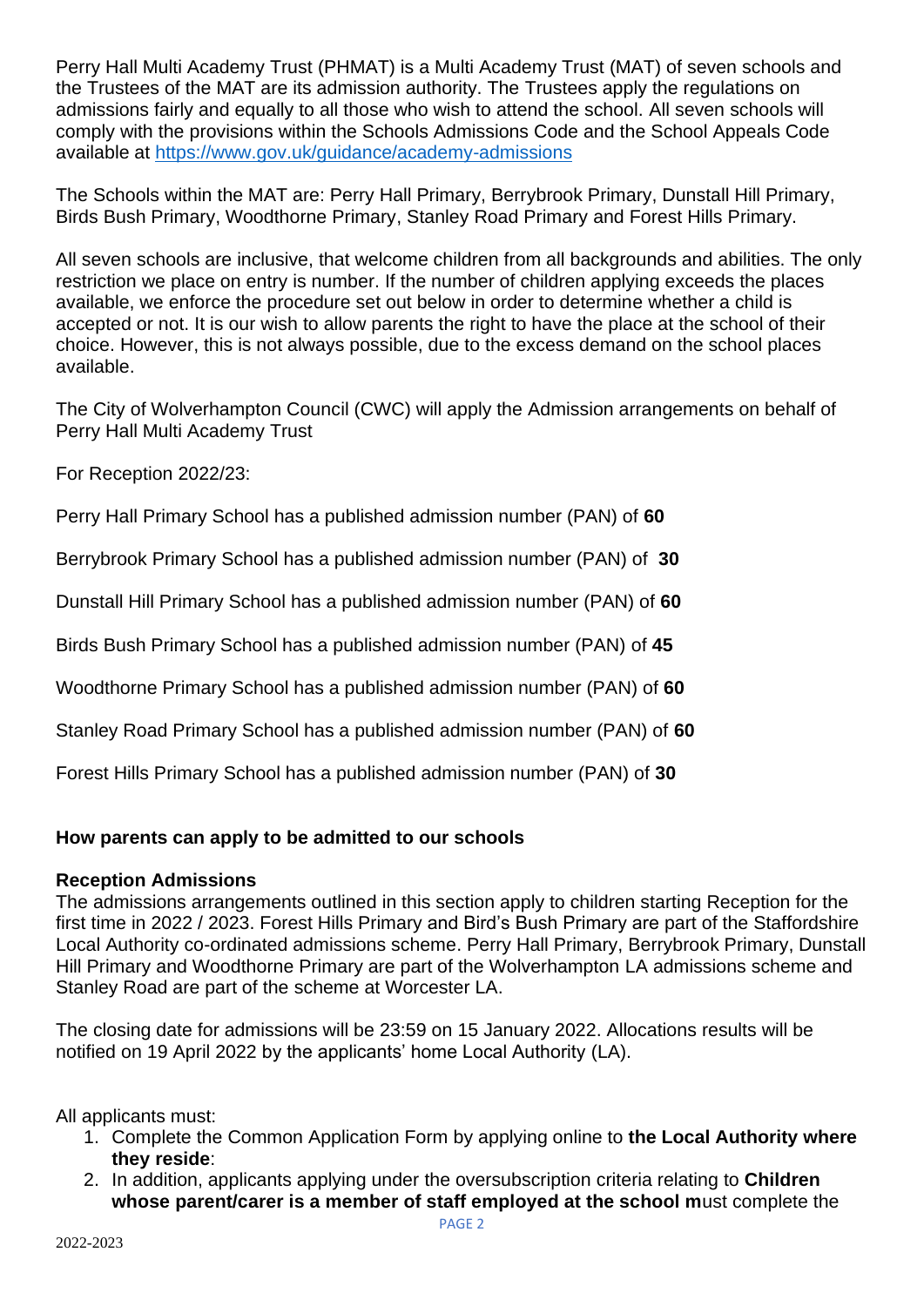Perry Hall Multi Academy Trust (PHMAT) is a Multi Academy Trust (MAT) of seven schools and the Trustees of the MAT are its admission authority. The Trustees apply the regulations on admissions fairly and equally to all those who wish to attend the school. All seven schools will comply with the provisions within the Schools Admissions Code and the School Appeals Code available at https://www.gov.uk/guidance/academy-admissions

The Schools within the MAT are: Perry Hall Primary, Berrybrook Primary, Dunstall Hill Primary, Birds Bush Primary, Woodthorne Primary, Stanley Road Primary and Forest Hills Primary.

All seven schools are inclusive, that welcome children from all backgrounds and abilities. The only restriction we place on entry is number. If the number of children applying exceeds the places available, we enforce the procedure set out below in order to determine whether a child is accepted or not. It is our wish to allow parents the right to have the place at the school of their choice. However, this is not always possible, due to the excess demand on the school places available.

The City of Wolverhampton Council (CWC) will apply the Admission arrangements on behalf of Perry Hall Multi Academy Trust

For Reception 2022/23:

Perry Hall Primary School has a published admission number (PAN) of **60**

Berrybrook Primary School has a published admission number (PAN) of **30**

Dunstall Hill Primary School has a published admission number (PAN) of **60**

Birds Bush Primary School has a published admission number (PAN) of **45**

Woodthorne Primary School has a published admission number (PAN) of **60**

Stanley Road Primary School has a published admission number (PAN) of **60**

Forest Hills Primary School has a published admission number (PAN) of **30**

## How parents can apply to be admitted to our schools

### Reception Admissions

The admissions arrangements outlined in this section apply to children starting Reception for the first time in 2022 / 2023. Forest Hills Primary and Bird's Bush Primary are part of the Staffordshire Local Authority co-ordinated admissions scheme. Perry Hall Primary, Berrybrook Primary, Dunstall Hill Primary and Woodthorne Primary are part of the Wolverhampton LA admissions scheme and Stanley Road are part of the scheme at Worcester LA.

The closing date for admissions will be 23:59 on 15 January 2022. Allocations results will be notified on 19 April 2022 by the applicants' home Local Authority (LA).

All applicants must:

1. Complete the Common Application Form by applying online to **the Local Authority where they reside**:
2. In addition, applicants applying under the oversubscription criteria relating to **Children whose parent/carer is a member of staff employed at the school m**ust complete the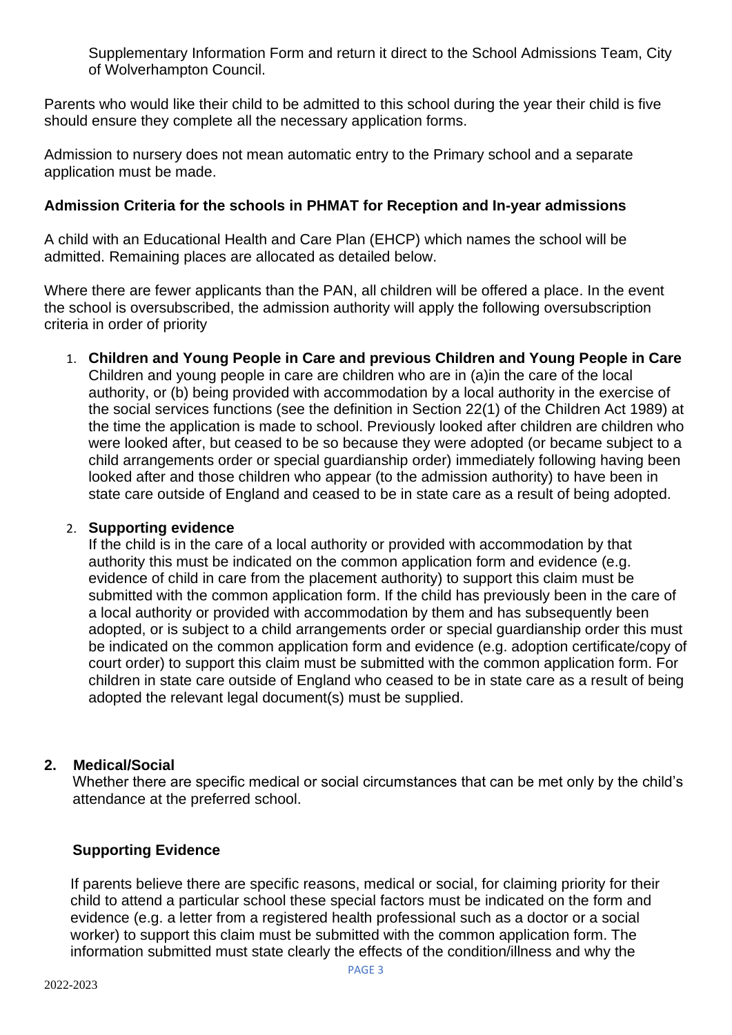Supplementary Information Form and return it direct to the School Admissions Team, City of Wolverhampton Council.

Parents who would like their child to be admitted to this school during the year their child is five should ensure they complete all the necessary application forms.

Admission to nursery does not mean automatic entry to the Primary school and a separate application must be made.

**Admission Criteria for the schools in PHMAT for Reception and In-year admissions**

A child with an Educational Health and Care Plan (EHCP) which names the school will be admitted. Remaining places are allocated as detailed below.

Where there are fewer applicants than the PAN, all children will be offered a place. In the event the school is oversubscribed, the admission authority will apply the following oversubscription criteria in order of priority

1. **Children and Young People in Care and previous Children and Young People in Care**
   Children and young people in care are children who are in (a)in the care of the local authority, or (b) being provided with accommodation by a local authority in the exercise of the social services functions (see the definition in Section 22(1) of the Children Act 1989) at the time the application is made to school. Previously looked after children are children who were looked after, but ceased to be so because they were adopted (or became subject to a child arrangements order or special guardianship order) immediately following having been looked after and those children who appear (to the admission authority) to have been in state care outside of England and ceased to be in state care as a result of being adopted.

2. **Supporting evidence**
   If the child is in the care of a local authority or provided with accommodation by that authority this must be indicated on the common application form and evidence (e.g. evidence of child in care from the placement authority) to support this claim must be submitted with the common application form. If the child has previously been in the care of a local authority or provided with accommodation by them and has subsequently been adopted, or is subject to a child arrangements order or special guardianship order this must be indicated on the common application form and evidence (e.g. adoption certificate/copy of court order) to support this claim must be submitted with the common application form. For children in state care outside of England who ceased to be in state care as a result of being adopted the relevant legal document(s) must be supplied.

**2. Medical/Social**

Whether there are specific medical or social circumstances that can be met only by the child's attendance at the preferred school.

**Supporting Evidence**

If parents believe there are specific reasons, medical or social, for claiming priority for their child to attend a particular school these special factors must be indicated on the form and evidence (e.g. a letter from a registered health professional such as a doctor or a social worker) to support this claim must be submitted with the common application form. The information submitted must state clearly the effects of the condition/illness and why the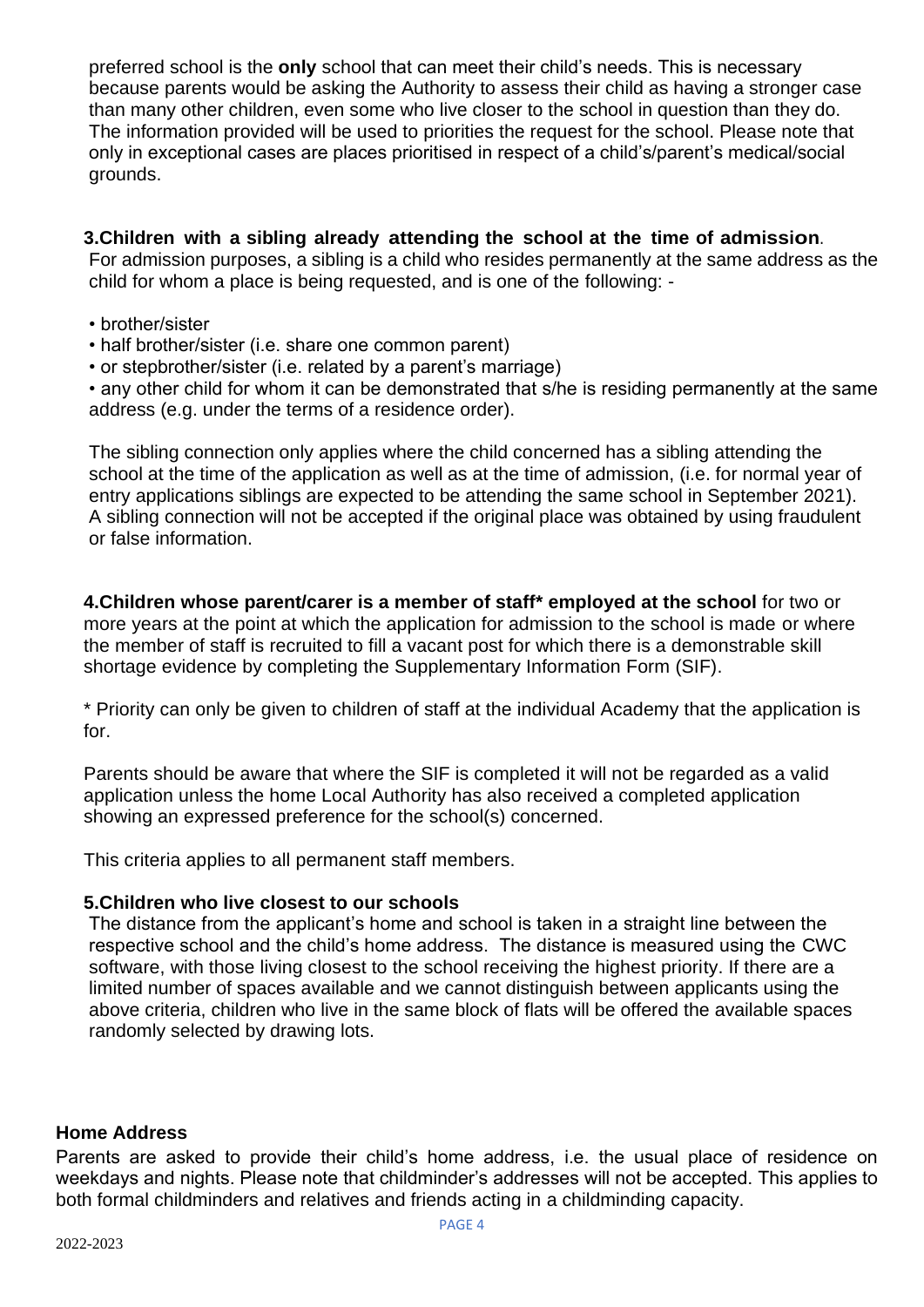preferred school is the **only** school that can meet their child's needs. This is necessary because parents would be asking the Authority to assess their child as having a stronger case than many other children, even some who live closer to the school in question than they do. The information provided will be used to priorities the request for the school. Please note that only in exceptional cases are places prioritised in respect of a child's/parent's medical/social grounds.

**3.Children with a sibling already attending the school at the time of admission**.
For admission purposes, a sibling is a child who resides permanently at the same address as the child for whom a place is being requested, and is one of the following: -

- brother/sister
- half brother/sister (i.e. share one common parent)
- or stepbrother/sister (i.e. related by a parent's marriage)
- any other child for whom it can be demonstrated that s/he is residing permanently at the same address (e.g. under the terms of a residence order).

The sibling connection only applies where the child concerned has a sibling attending the school at the time of the application as well as at the time of admission, (i.e. for normal year of entry applications siblings are expected to be attending the same school in September 2021). A sibling connection will not be accepted if the original place was obtained by using fraudulent or false information.

**4.Children whose parent/carer is a member of staff* employed at the school** for two or more years at the point at which the application for admission to the school is made or where the member of staff is recruited to fill a vacant post for which there is a demonstrable skill shortage evidence by completing the Supplementary Information Form (SIF).

* Priority can only be given to children of staff at the individual Academy that the application is for.

Parents should be aware that where the SIF is completed it will not be regarded as a valid application unless the home Local Authority has also received a completed application showing an expressed preference for the school(s) concerned.

This criteria applies to all permanent staff members.

**5.Children who live closest to our schools**
The distance from the applicant's home and school is taken in a straight line between the respective school and the child's home address. The distance is measured using the CWC software, with those living closest to the school receiving the highest priority. If there are a limited number of spaces available and we cannot distinguish between applicants using the above criteria, children who live in the same block of flats will be offered the available spaces randomly selected by drawing lots.

**Home Address**

Parents are asked to provide their child's home address, i.e. the usual place of residence on weekdays and nights. Please note that childminder's addresses will not be accepted. This applies to both formal childminders and relatives and friends acting in a childminding capacity.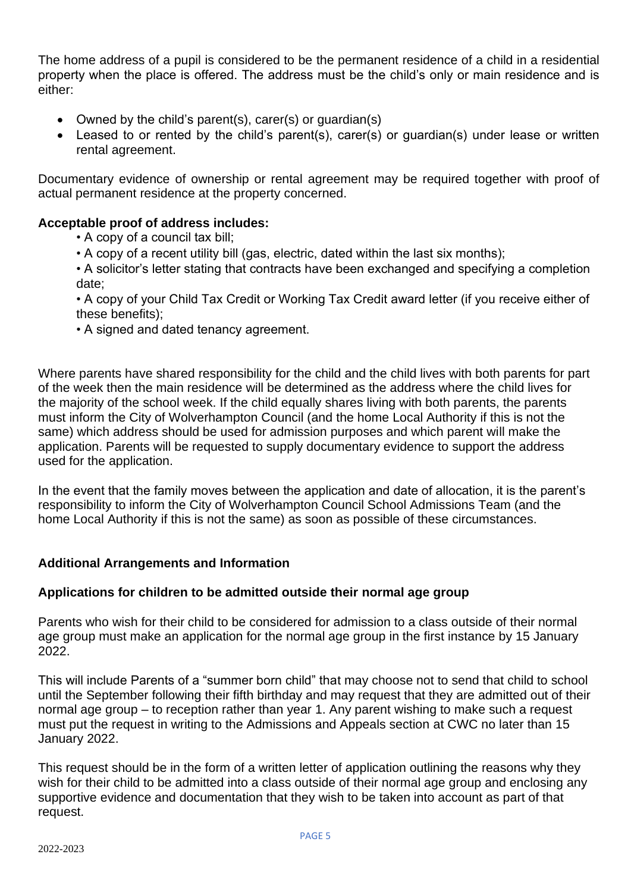The home address of a pupil is considered to be the permanent residence of a child in a residential property when the place is offered. The address must be the child's only or main residence and is either:

- Owned by the child's parent(s), carer(s) or guardian(s)
- Leased to or rented by the child's parent(s), carer(s) or guardian(s) under lease or written rental agreement.

Documentary evidence of ownership or rental agreement may be required together with proof of actual permanent residence at the property concerned.

**Acceptable proof of address includes:**

- A copy of a council tax bill;
- A copy of a recent utility bill (gas, electric, dated within the last six months);
- A solicitor's letter stating that contracts have been exchanged and specifying a completion date;
- A copy of your Child Tax Credit or Working Tax Credit award letter (if you receive either of these benefits);
- A signed and dated tenancy agreement.

Where parents have shared responsibility for the child and the child lives with both parents for part of the week then the main residence will be determined as the address where the child lives for the majority of the school week. If the child equally shares living with both parents, the parents must inform the City of Wolverhampton Council (and the home Local Authority if this is not the same) which address should be used for admission purposes and which parent will make the application. Parents will be requested to supply documentary evidence to support the address used for the application.

In the event that the family moves between the application and date of allocation, it is the parent's responsibility to inform the City of Wolverhampton Council School Admissions Team (and the home Local Authority if this is not the same) as soon as possible of these circumstances.

## Additional Arrangements and Information

### Applications for children to be admitted outside their normal age group

Parents who wish for their child to be considered for admission to a class outside of their normal age group must make an application for the normal age group in the first instance by 15 January 2022.

This will include Parents of a "summer born child" that may choose not to send that child to school until the September following their fifth birthday and may request that they are admitted out of their normal age group – to reception rather than year 1. Any parent wishing to make such a request must put the request in writing to the Admissions and Appeals section at CWC no later than 15 January 2022.

This request should be in the form of a written letter of application outlining the reasons why they wish for their child to be admitted into a class outside of their normal age group and enclosing any supportive evidence and documentation that they wish to be taken into account as part of that request.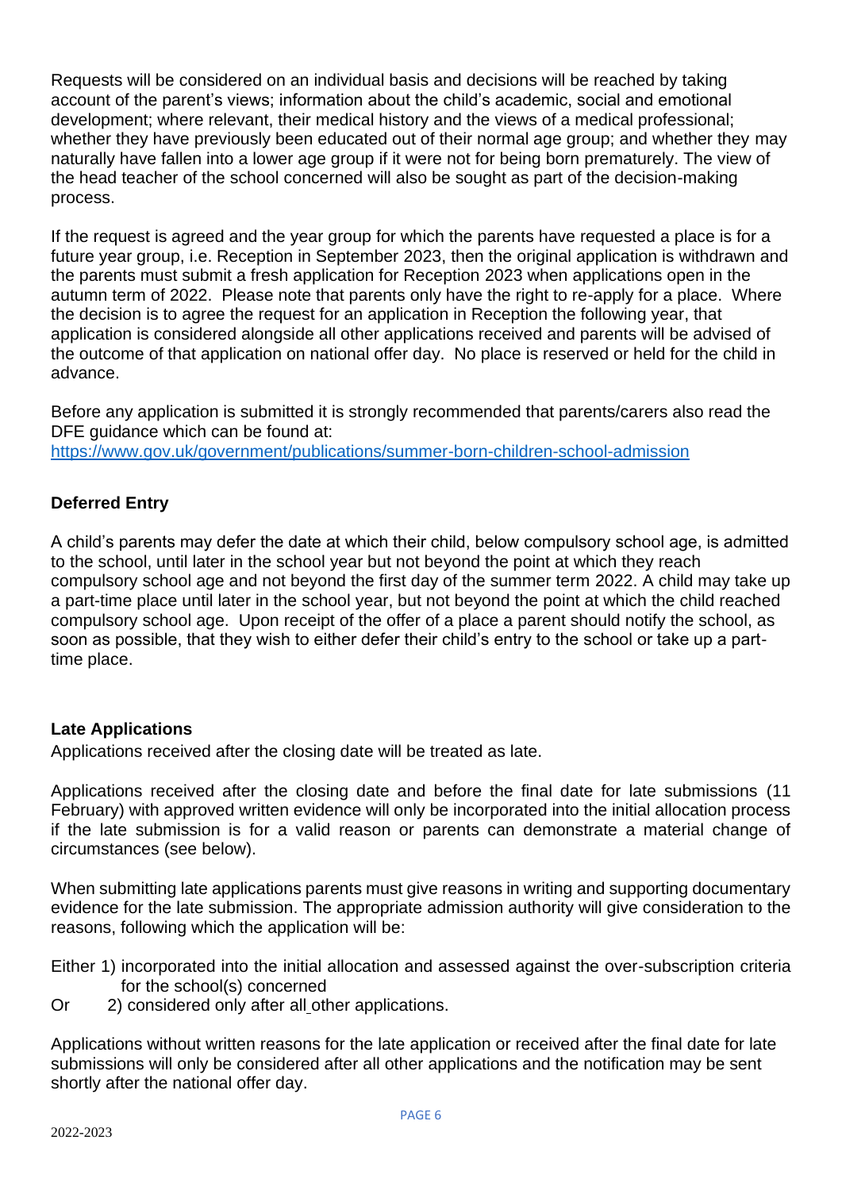Requests will be considered on an individual basis and decisions will be reached by taking account of the parent's views; information about the child's academic, social and emotional development; where relevant, their medical history and the views of a medical professional; whether they have previously been educated out of their normal age group; and whether they may naturally have fallen into a lower age group if it were not for being born prematurely. The view of the head teacher of the school concerned will also be sought as part of the decision-making process.

If the request is agreed and the year group for which the parents have requested a place is for a future year group, i.e. Reception in September 2023, then the original application is withdrawn and the parents must submit a fresh application for Reception 2023 when applications open in the autumn term of 2022. Please note that parents only have the right to re-apply for a place. Where the decision is to agree the request for an application in Reception the following year, that application is considered alongside all other applications received and parents will be advised of the outcome of that application on national offer day. No place is reserved or held for the child in advance.

Before any application is submitted it is strongly recommended that parents/carers also read the DFE guidance which can be found at:
[https://www.gov.uk/government/publications/summer-born-children-school-admission](https://www.gov.uk/government/publications/summer-born-children-school-admission)

### Deferred Entry

A child's parents may defer the date at which their child, below compulsory school age, is admitted to the school, until later in the school year but not beyond the point at which they reach compulsory school age and not beyond the first day of the summer term 2022. A child may take up a part-time place until later in the school year, but not beyond the point at which the child reached compulsory school age. Upon receipt of the offer of a place a parent should notify the school, as soon as possible, that they wish to either defer their child's entry to the school or take up a part-time place.

### Late Applications

Applications received after the closing date will be treated as late.

Applications received after the closing date and before the final date for late submissions (11 February) with approved written evidence will only be incorporated into the initial allocation process if the late submission is for a valid reason or parents can demonstrate a material change of circumstances (see below).

When submitting late applications parents must give reasons in writing and supporting documentary evidence for the late submission. The appropriate admission authority will give consideration to the reasons, following which the application will be:

Either 1) incorporated into the initial allocation and assessed against the over-subscription criteria for the school(s) concerned
Or 2) considered only after all other applications.

Applications without written reasons for the late application or received after the final date for late submissions will only be considered after all other applications and the notification may be sent shortly after the national offer day.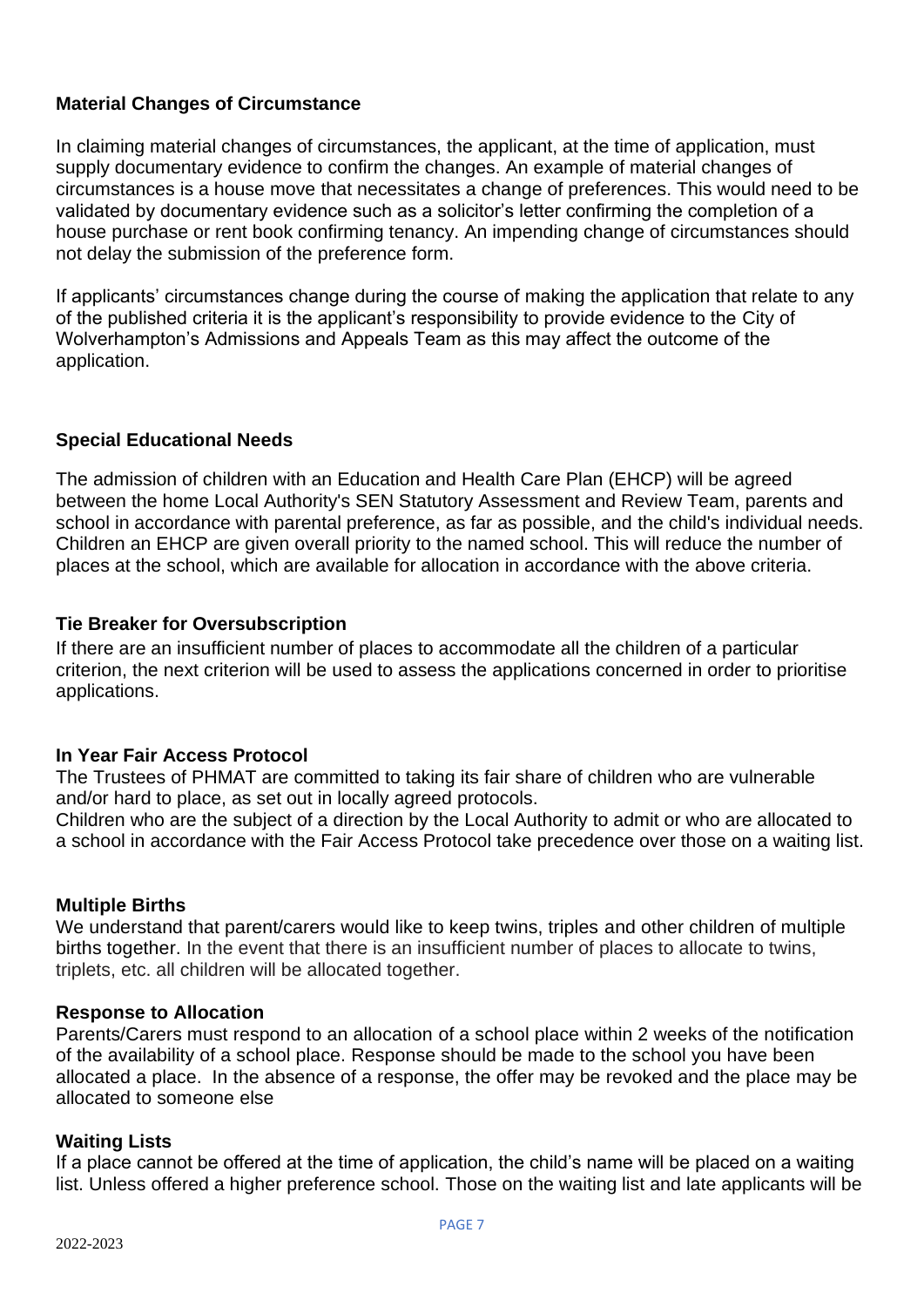### Material Changes of Circumstance

In claiming material changes of circumstances, the applicant, at the time of application, must supply documentary evidence to confirm the changes. An example of material changes of circumstances is a house move that necessitates a change of preferences. This would need to be validated by documentary evidence such as a solicitor's letter confirming the completion of a house purchase or rent book confirming tenancy. An impending change of circumstances should not delay the submission of the preference form.

If applicants' circumstances change during the course of making the application that relate to any of the published criteria it is the applicant's responsibility to provide evidence to the City of Wolverhampton's Admissions and Appeals Team as this may affect the outcome of the application.

### Special Educational Needs

The admission of children with an Education and Health Care Plan (EHCP) will be agreed between the home Local Authority's SEN Statutory Assessment and Review Team, parents and school in accordance with parental preference, as far as possible, and the child's individual needs. Children an EHCP are given overall priority to the named school. This will reduce the number of places at the school, which are available for allocation in accordance with the above criteria.

### Tie Breaker for Oversubscription

If there are an insufficient number of places to accommodate all the children of a particular criterion, the next criterion will be used to assess the applications concerned in order to prioritise applications.

### In Year Fair Access Protocol

The Trustees of PHMAT are committed to taking its fair share of children who are vulnerable and/or hard to place, as set out in locally agreed protocols.

Children who are the subject of a direction by the Local Authority to admit or who are allocated to a school in accordance with the Fair Access Protocol take precedence over those on a waiting list.

### Multiple Births

We understand that parent/carers would like to keep twins, triples and other children of multiple births together. In the event that there is an insufficient number of places to allocate to twins, triplets, etc. all children will be allocated together.

### Response to Allocation

Parents/Carers must respond to an allocation of a school place within 2 weeks of the notification of the availability of a school place. Response should be made to the school you have been allocated a place. In the absence of a response, the offer may be revoked and the place may be allocated to someone else

### Waiting Lists

If a place cannot be offered at the time of application, the child's name will be placed on a waiting list. Unless offered a higher preference school. Those on the waiting list and late applicants will be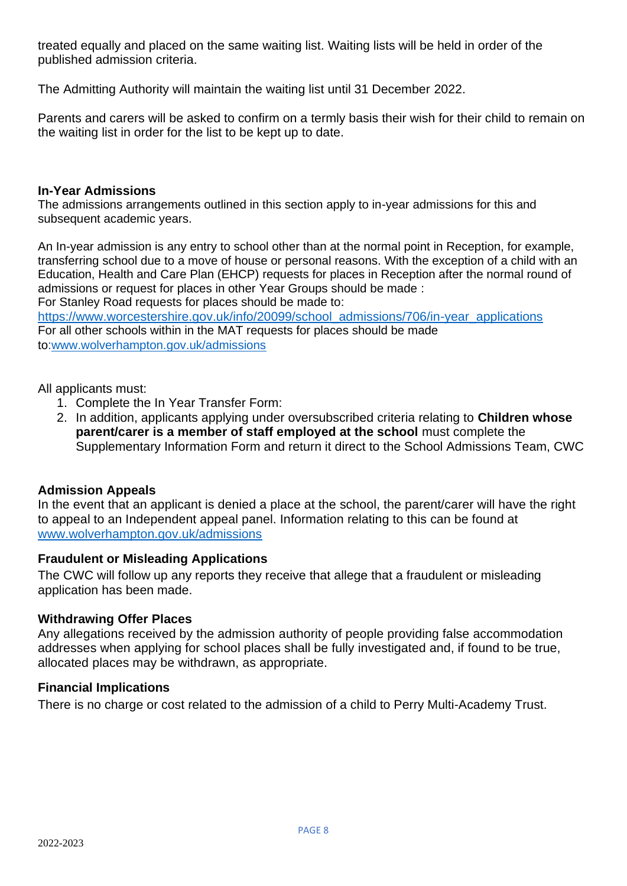treated equally and placed on the same waiting list. Waiting lists will be held in order of the published admission criteria.

The Admitting Authority will maintain the waiting list until 31 December 2022.

Parents and carers will be asked to confirm on a termly basis their wish for their child to remain on the waiting list in order for the list to be kept up to date.

**In-Year Admissions**

The admissions arrangements outlined in this section apply to in-year admissions for this and subsequent academic years.

An In-year admission is any entry to school other than at the normal point in Reception, for example, transferring school due to a move of house or personal reasons. With the exception of a child with an Education, Health and Care Plan (EHCP) requests for places in Reception after the normal round of admissions or request for places in other Year Groups should be made :
For Stanley Road requests for places should be made to:
https://www.worcestershire.gov.uk/info/20099/school_admissions/706/in-year_applications
For all other schools within in the MAT requests for places should be made to:www.wolverhampton.gov.uk/admissions

All applicants must:

1. Complete the In Year Transfer Form:
2. In addition, applicants applying under oversubscribed criteria relating to **Children whose parent/carer is a member of staff employed at the school** must complete the Supplementary Information Form and return it direct to the School Admissions Team, CWC

**Admission Appeals**

In the event that an applicant is denied a place at the school, the parent/carer will have the right to appeal to an Independent appeal panel. Information relating to this can be found at www.wolverhampton.gov.uk/admissions

**Fraudulent or Misleading Applications**

The CWC will follow up any reports they receive that allege that a fraudulent or misleading application has been made.

**Withdrawing Offer Places**

Any allegations received by the admission authority of people providing false accommodation addresses when applying for school places shall be fully investigated and, if found to be true, allocated places may be withdrawn, as appropriate.

**Financial Implications**

There is no charge or cost related to the admission of a child to Perry Multi-Academy Trust.